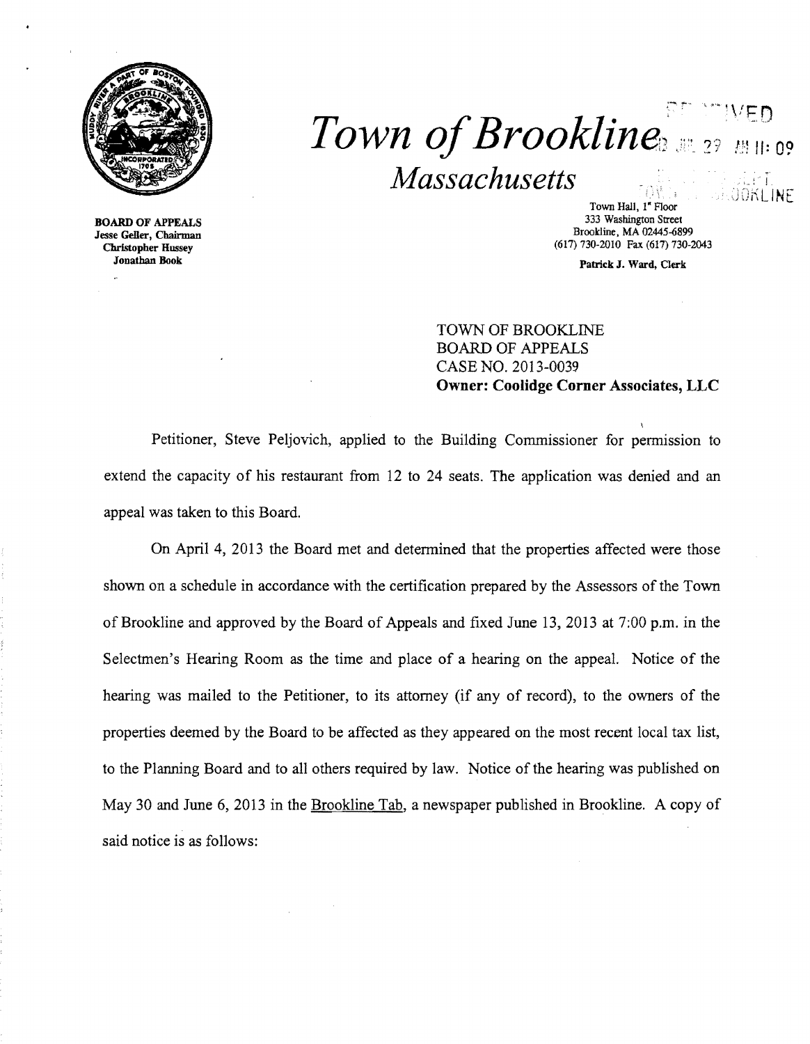# *Town of Brookline*

## *Massachusetts*

RECEIVED

2013 JUL 29 AM 11:09

TOWN OF BROOKLINE

**BOARD OF APPEALS**
**Jesse Geller, Chairman**
**Christopher Hussey**
**Jonathan Book**

Town Hall, 1st Floor
333 Washington Street
Brookline, MA 02445-6899
(617) 730-2010 Fax (617) 730-2043

**Patrick J. Ward, Clerk**

TOWN OF BROOKLINE
BOARD OF APPEALS
CASE NO. 2013-0039
**Owner: Coolidge Corner Associates, LLC**

Petitioner, Steve Peljovich, applied to the Building Commissioner for permission to extend the capacity of his restaurant from 12 to 24 seats. The application was denied and an appeal was taken to this Board.

On April 4, 2013 the Board met and determined that the properties affected were those shown on a schedule in accordance with the certification prepared by the Assessors of the Town of Brookline and approved by the Board of Appeals and fixed June 13, 2013 at 7:00 p.m. in the Selectmen's Hearing Room as the time and place of a hearing on the appeal. Notice of the hearing was mailed to the Petitioner, to its attorney (if any of record), to the owners of the properties deemed by the Board to be affected as they appeared on the most recent local tax list, to the Planning Board and to all others required by law. Notice of the hearing was published on May 30 and June 6, 2013 in the Brookline Tab, a newspaper published in Brookline. A copy of said notice is as follows: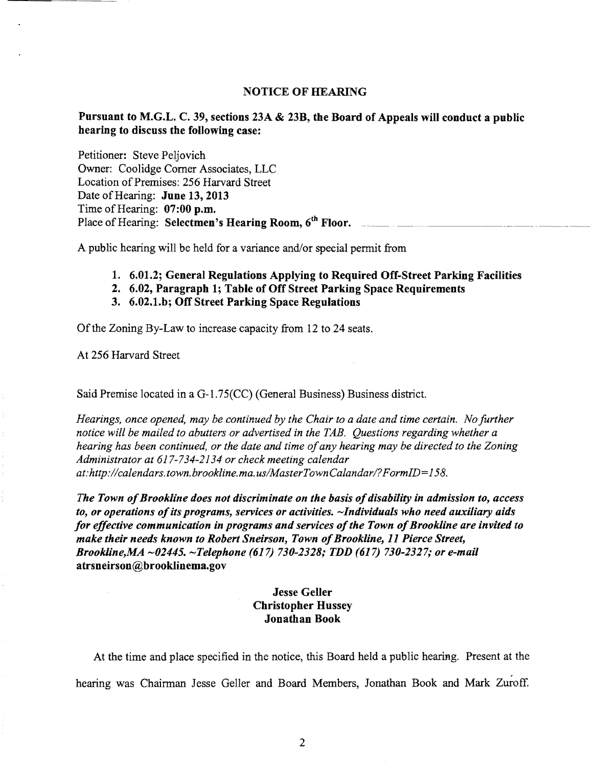## NOTICE OF HEARING

**Pursuant to M.G.L. C. 39, sections 23A & 23B, the Board of Appeals will conduct a public hearing to discuss the following case:**

Petitioner: Steve Peljovich
Owner: Coolidge Corner Associates, LLC
Location of Premises: 256 Harvard Street
Date of Hearing: **June 13, 2013**
Time of Hearing: **07:00 p.m.**
Place of Hearing: **Selectmen's Hearing Room, 6th Floor.**

A public hearing will be held for a variance and/or special permit from

1. **6.01.2; General Regulations Applying to Required Off-Street Parking Facilities**
2. **6.02, Paragraph 1; Table of Off Street Parking Space Requirements**
3. **6.02.1.b; Off Street Parking Space Regulations**

Of the Zoning By-Law to increase capacity from 12 to 24 seats.

At 256 Harvard Street

Said Premise located in a G-1.75(CC) (General Business) Business district.

*Hearings, once opened, may be continued by the Chair to a date and time certain. No further notice will be mailed to abutters or advertised in the TAB. Questions regarding whether a hearing has been continued, or the date and time of any hearing may be directed to the Zoning Administrator at 617-734-2134 or check meeting calendar at:http://calendars.town.brookline.ma.us/MasterTownCalandar/?FormID=158.*

***The Town of Brookline does not discriminate on the basis of disability in admission to, access to, or operations of its programs, services or activities. ~Individuals who need auxiliary aids for effective communication in programs and services of the Town of Brookline are invited to make their needs known to Robert Sneirson, Town of Brookline, 11 Pierce Street, Brookline,MA ~02445. ~Telephone (617) 730-2328; TDD (617) 730-2327; or e-mail*** **atrsneirson@brooklinema.gov**

**Jesse Geller**
**Christopher Hussey**
**Jonathan Book**

At the time and place specified in the notice, this Board held a public hearing. Present at the hearing was Chairman Jesse Geller and Board Members, Jonathan Book and Mark Zuroff.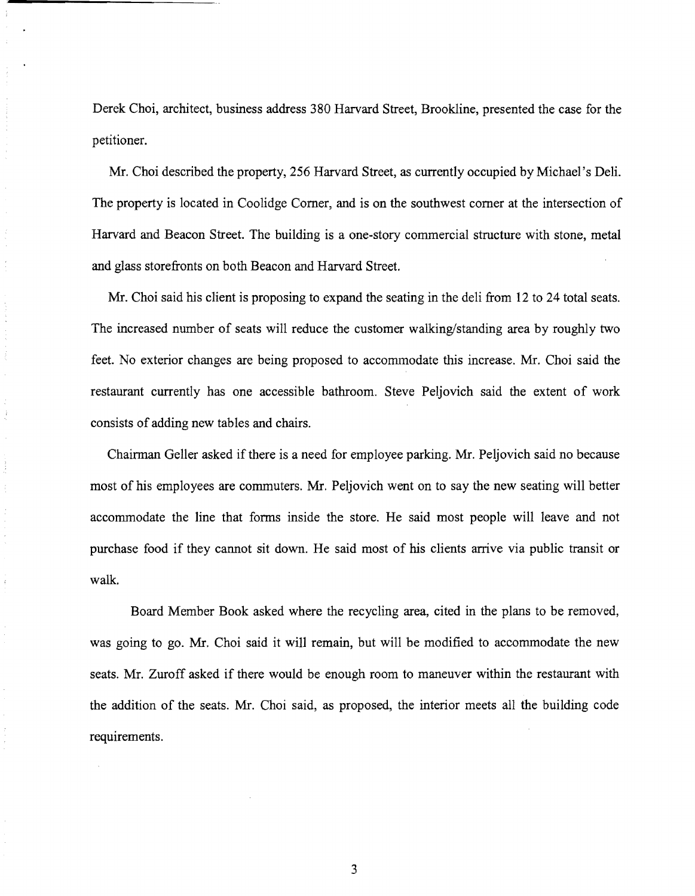Derek Choi, architect, business address 380 Harvard Street, Brookline, presented the case for the petitioner.

Mr. Choi described the property, 256 Harvard Street, as currently occupied by Michael's Deli. The property is located in Coolidge Corner, and is on the southwest corner at the intersection of Harvard and Beacon Street. The building is a one-story commercial structure with stone, metal and glass storefronts on both Beacon and Harvard Street.

Mr. Choi said his client is proposing to expand the seating in the deli from 12 to 24 total seats. The increased number of seats will reduce the customer walking/standing area by roughly two feet. No exterior changes are being proposed to accommodate this increase. Mr. Choi said the restaurant currently has one accessible bathroom. Steve Peljovich said the extent of work consists of adding new tables and chairs.

Chairman Geller asked if there is a need for employee parking. Mr. Peljovich said no because most of his employees are commuters. Mr. Peljovich went on to say the new seating will better accommodate the line that forms inside the store. He said most people will leave and not purchase food if they cannot sit down. He said most of his clients arrive via public transit or walk.

Board Member Book asked where the recycling area, cited in the plans to be removed, was going to go. Mr. Choi said it will remain, but will be modified to accommodate the new seats. Mr. Zuroff asked if there would be enough room to maneuver within the restaurant with the addition of the seats. Mr. Choi said, as proposed, the interior meets all the building code requirements.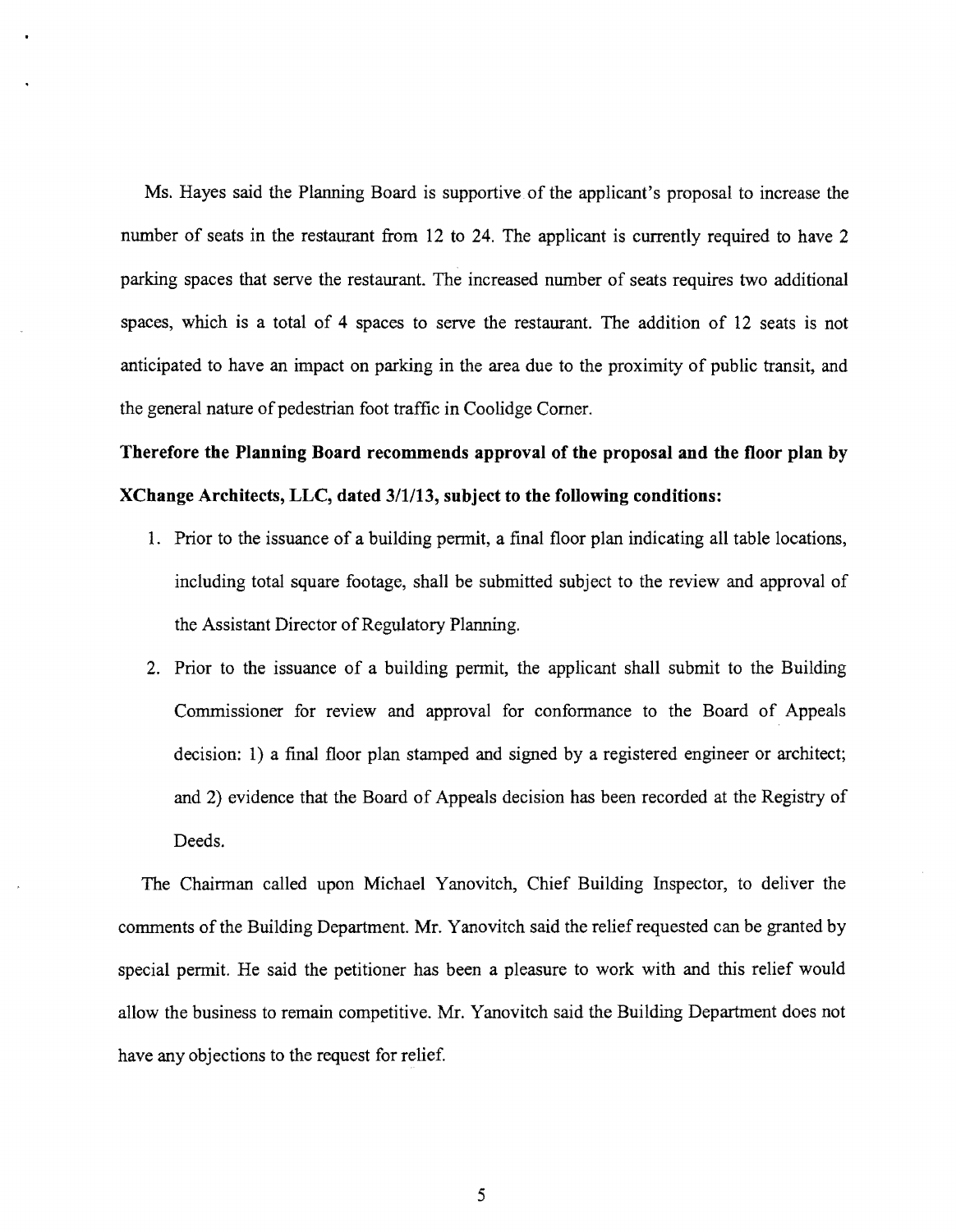Ms. Hayes said the Planning Board is supportive of the applicant's proposal to increase the number of seats in the restaurant from 12 to 24. The applicant is currently required to have 2 parking spaces that serve the restaurant. The increased number of seats requires two additional spaces, which is a total of 4 spaces to serve the restaurant. The addition of 12 seats is not anticipated to have an impact on parking in the area due to the proximity of public transit, and the general nature of pedestrian foot traffic in Coolidge Corner.

**Therefore the Planning Board recommends approval of the proposal and the floor plan by XChange Architects, LLC, dated 3/1/13, subject to the following conditions:**

1. Prior to the issuance of a building permit, a final floor plan indicating all table locations, including total square footage, shall be submitted subject to the review and approval of the Assistant Director of Regulatory Planning.
2. Prior to the issuance of a building permit, the applicant shall submit to the Building Commissioner for review and approval for conformance to the Board of Appeals decision: 1) a final floor plan stamped and signed by a registered engineer or architect; and 2) evidence that the Board of Appeals decision has been recorded at the Registry of Deeds.

The Chairman called upon Michael Yanovitch, Chief Building Inspector, to deliver the comments of the Building Department. Mr. Yanovitch said the relief requested can be granted by special permit. He said the petitioner has been a pleasure to work with and this relief would allow the business to remain competitive. Mr. Yanovitch said the Building Department does not have any objections to the request for relief.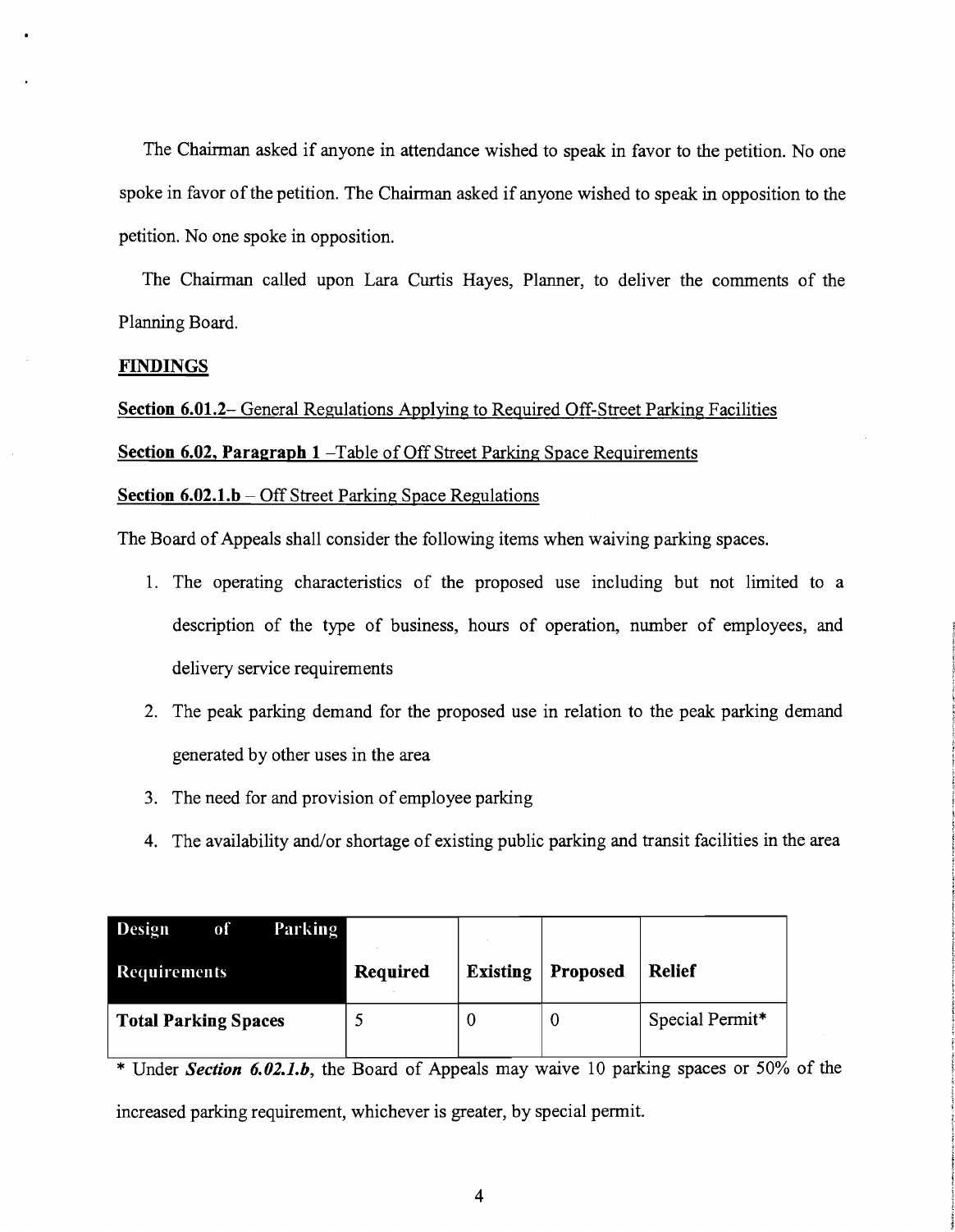The Chairman asked if anyone in attendance wished to speak in favor to the petition. No one spoke in favor of the petition. The Chairman asked if anyone wished to speak in opposition to the petition. No one spoke in opposition.

The Chairman called upon Lara Curtis Hayes, Planner, to deliver the comments of the Planning Board.

**FINDINGS**

**Section 6.01.2**– General Regulations Applying to Required Off-Street Parking Facilities

**Section 6.02, Paragraph 1** –Table of Off Street Parking Space Requirements

**Section 6.02.1.b** – Off Street Parking Space Regulations

The Board of Appeals shall consider the following items when waiving parking spaces.

1. The operating characteristics of the proposed use including but not limited to a description of the type of business, hours of operation, number of employees, and delivery service requirements
2. The peak parking demand for the proposed use in relation to the peak parking demand generated by other uses in the area
3. The need for and provision of employee parking
4. The availability and/or shortage of existing public parking and transit facilities in the area

| Design of Parking Requirements | Required | Existing | Proposed | Relief |
|---|---|---|---|---|
| **Total Parking Spaces** | 5 | 0 | 0 | Special Permit* |

* Under ***Section 6.02.1.b***, the Board of Appeals may waive 10 parking spaces or 50% of the increased parking requirement, whichever is greater, by special permit.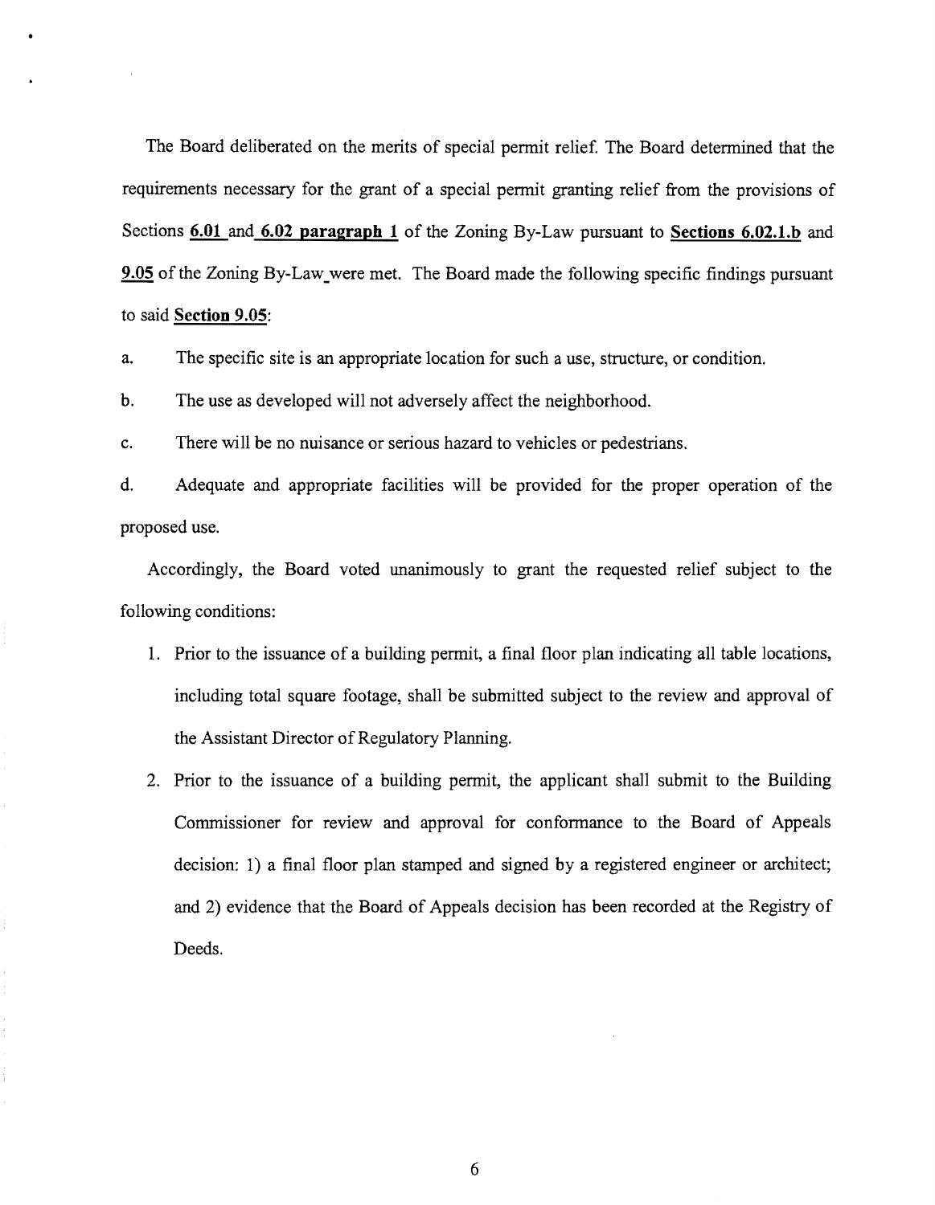The Board deliberated on the merits of special permit relief. The Board determined that the requirements necessary for the grant of a special permit granting relief from the provisions of Sections **6.01** and **6.02 paragraph 1** of the Zoning By-Law pursuant to **Sections 6.02.1.b** and **9.05** of the Zoning By-Law were met. The Board made the following specific findings pursuant to said **Section 9.05**:

a. The specific site is an appropriate location for such a use, structure, or condition.

b. The use as developed will not adversely affect the neighborhood.

c. There will be no nuisance or serious hazard to vehicles or pedestrians.

d. Adequate and appropriate facilities will be provided for the proper operation of the proposed use.

Accordingly, the Board voted unanimously to grant the requested relief subject to the following conditions:

1. Prior to the issuance of a building permit, a final floor plan indicating all table locations, including total square footage, shall be submitted subject to the review and approval of the Assistant Director of Regulatory Planning.

2. Prior to the issuance of a building permit, the applicant shall submit to the Building Commissioner for review and approval for conformance to the Board of Appeals decision: 1) a final floor plan stamped and signed by a registered engineer or architect; and 2) evidence that the Board of Appeals decision has been recorded at the Registry of Deeds.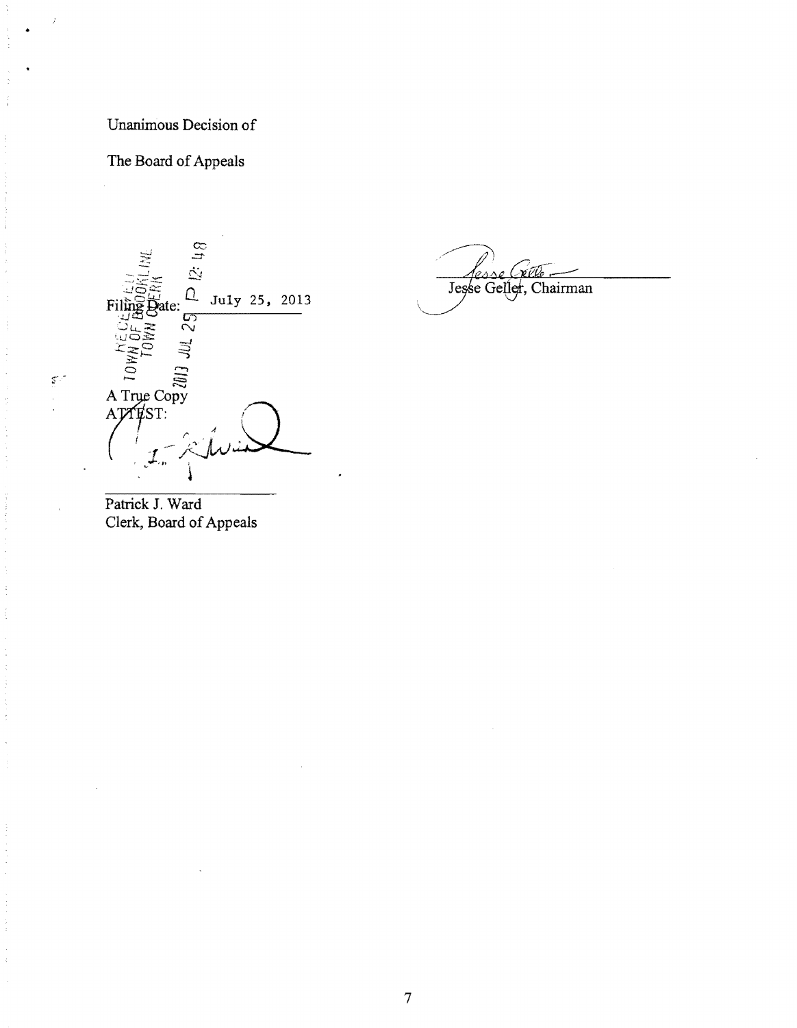Unanimous Decision of

The Board of Appeals

Filing Date: July 25, 2013

RECEIVED TOWN OF BROOKLINE TOWN CLERK 2013 JUL 25 P 12:48

A True Copy
ATTEST:

Patrick J. Ward
Clerk, Board of Appeals

Jesse Geller, Chairman